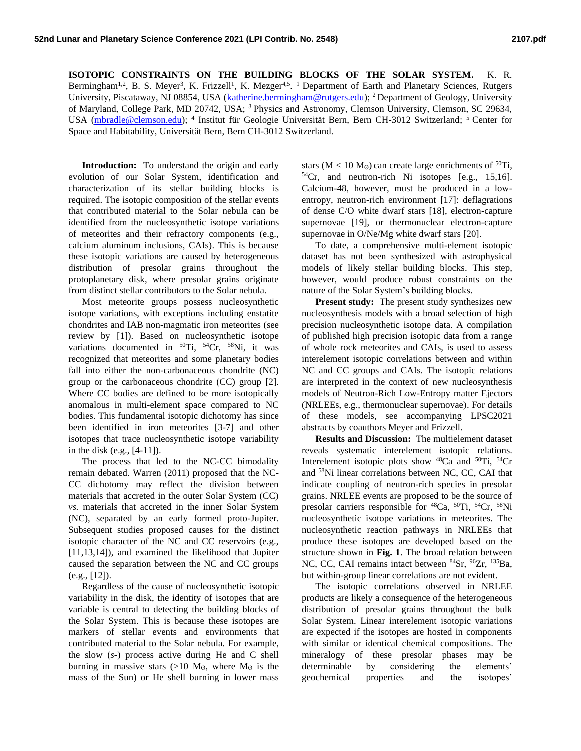# ISOTOPIC CONSTRAINTS ON THE BUILDING BLOCKS OF THE SOLAR SYSTEM.

K. R. Bermingham[1,2], B. S. Meyer[3], K. Frizzell[1], K. Mezger[4,5]. [1] Department of Earth and Planetary Sciences, Rutgers University, Piscataway, NJ 08854, USA (katherine.bermingham@rutgers.edu); [2] Department of Geology, University of Maryland, College Park, MD 20742, USA; [3] Physics and Astronomy, Clemson University, Clemson, SC 29634, USA (mbradle@clemson.edu); [4] Institut für Geologie Universität Bern, Bern CH-3012 Switzerland; [5] Center for Space and Habitability, Universität Bern, Bern CH-3012 Switzerland.

**Introduction:** To understand the origin and early evolution of our Solar System, identification and characterization of its stellar building blocks is required. The isotopic composition of the stellar events that contributed material to the Solar nebula can be identified from the nucleosynthetic isotope variations of meteorites and their refractory components (e.g., calcium aluminum inclusions, CAIs). This is because these isotopic variations are caused by heterogeneous distribution of presolar grains throughout the protoplanetary disk, where presolar grains originate from distinct stellar contributors to the Solar nebula.

Most meteorite groups possess nucleosynthetic isotope variations, with exceptions including enstatite chondrites and IAB non-magmatic iron meteorites (see review by [1]). Based on nucleosynthetic isotope variations documented in $^{50}$Ti, $^{54}$Cr, $^{58}$Ni, it was recognized that meteorites and some planetary bodies fall into either the non-carbonaceous chondrite (NC) group or the carbonaceous chondrite (CC) group [2]. Where CC bodies are defined to be more isotopically anomalous in multi-element space compared to NC bodies. This fundamental isotopic dichotomy has since been identified in iron meteorites [3-7] and other isotopes that trace nucleosynthetic isotope variability in the disk (e.g., [4-11]).

The process that led to the NC-CC bimodality remain debated. Warren (2011) proposed that the NC-CC dichotomy may reflect the division between materials that accreted in the outer Solar System (CC) *vs.* materials that accreted in the inner Solar System (NC), separated by an early formed proto-Jupiter. Subsequent studies proposed causes for the distinct isotopic character of the NC and CC reservoirs (e.g., [11,13,14]), and examined the likelihood that Jupiter caused the separation between the NC and CC groups (e.g., [12]).

Regardless of the cause of nucleosynthetic isotopic variability in the disk, the identity of isotopes that are variable is central to detecting the building blocks of the Solar System. This is because these isotopes are markers of stellar events and environments that contributed material to the Solar nebula. For example, the slow (*s*-) process active during He and C shell burning in massive stars (>10 $M_\odot$, where $M_\odot$ is the mass of the Sun) or He shell burning in lower mass stars ($M < 10\ M_\odot$) can create large enrichments of $^{50}$Ti, $^{54}$Cr, and neutron-rich Ni isotopes [e.g., 15,16]. Calcium-48, however, must be produced in a low-entropy, neutron-rich environment [17]: deflagrations of dense C/O white dwarf stars [18], electron-capture supernovae [19], or thermonuclear electron-capture supernovae in O/Ne/Mg white dwarf stars [20].

To date, a comprehensive multi-element isotopic dataset has not been synthesized with astrophysical models of likely stellar building blocks. This step, however, would produce robust constraints on the nature of the Solar System's building blocks.

**Present study:** The present study synthesizes new nucleosynthesis models with a broad selection of high precision nucleosynthetic isotope data. A compilation of published high precision isotopic data from a range of whole rock meteorites and CAIs, is used to assess interelement isotopic correlations between and within NC and CC groups and CAIs. The isotopic relations are interpreted in the context of new nucleosynthesis models of Neutron-Rich Low-Entropy matter Ejectors (NRLEEs, e.g., thermonuclear supernovae). For details of these models, see accompanying LPSC2021 abstracts by coauthors Meyer and Frizzell.

**Results and Discussion:** The multielement dataset reveals systematic interelement isotopic relations. Interelement isotopic plots show $^{48}$Ca and $^{50}$Ti, $^{54}$Cr and $^{58}$Ni linear correlations between NC, CC, CAI that indicate coupling of neutron-rich species in presolar grains. NRLEE events are proposed to be the source of presolar carriers responsible for $^{48}$Ca, $^{50}$Ti, $^{54}$Cr, $^{58}$Ni nucleosynthetic isotope variations in meteorites. The nucleosynthetic reaction pathways in NRLEEs that produce these isotopes are developed based on the structure shown in **Fig. 1**. The broad relation between NC, CC, CAI remains intact between $^{84}$Sr, $^{96}$Zr, $^{135}$Ba, but within-group linear correlations are not evident.

The isotopic correlations observed in NRLEE products are likely a consequence of the heterogeneous distribution of presolar grains throughout the bulk Solar System. Linear interelement isotopic variations are expected if the isotopes are hosted in components with similar or identical chemical compositions. The mineralogy of these presolar phases may be determinable by considering the elements' geochemical properties and the isotopes'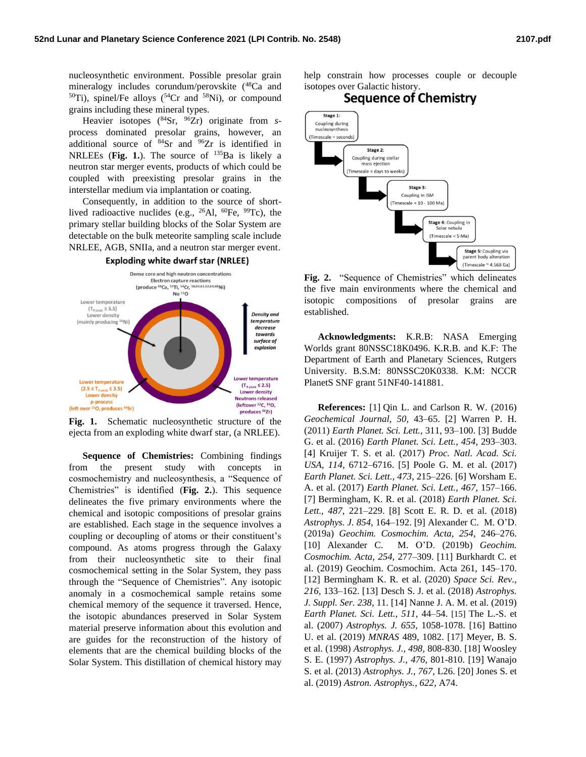nucleosynthetic environment. Possible presolar grain mineralogy includes corundum/perovskite ($^{48}$Ca and $^{50}$Ti), spinel/Fe alloys ($^{54}$Cr and $^{58}$Ni), or compound grains including these mineral types.

Heavier isotopes ($^{84}$Sr, $^{96}$Zr) originate from *s*-process dominated presolar grains, however, an additional source of $^{84}$Sr and $^{96}$Zr is identified in NRLEEs (**Fig. 1.**). The source of $^{135}$Ba is likely a neutron star merger events, products of which could be coupled with preexisting presolar grains in the interstellar medium via implantation or coating.

Consequently, in addition to the source of short-lived radioactive nuclides (e.g., $^{26}$Al, $^{60}$Fe, $^{99}$Tc), the primary stellar building blocks of the Solar System are detectable on the bulk meteorite sampling scale include NRLEE, AGB, SNIIa, and a neutron star merger event.

Exploding white dwarf star (NRLEE)

Dense core and high neutron concentrations
Electron capture reactions
(produce $^{48}$Ca, $^{50}$Ti, $^{54}$Cr, $^{58,60,61,62,64,68}$Ni)
No $^{16}$O

Lower temperature
($T_{9\,peak} \geq 3.5$)
Lower density
(mainly producing $^{56}$Ni)

Density and temperature decrease towards surface of explosion

Lower temperature
($2.5 \leq T_{9\,peak} \leq 3.5$)
Lower density
*p*-process
(left over $^{16}$O, produces $^{84}$Sr)

Lower temperature
($T_{9\,peak} \leq 2.5$)
Lower density
Neutrons released
(leftover $^{12}$C, $^{16}$O, produces $^{96}$Zr)

**Fig. 1.** Schematic nucleosynthetic structure of the ejecta from an exploding white dwarf star, (a NRLEE).

**Sequence of Chemistries:** Combining findings from the present study with concepts in cosmochemistry and nucleosynthesis, a "Sequence of Chemistries" is identified (**Fig. 2.**). This sequence delineates the five primary environments where the chemical and isotopic compositions of presolar grains are established. Each stage in the sequence involves a coupling or decoupling of atoms or their constituent's compound. As atoms progress through the Galaxy from their nucleosynthetic site to their final cosmochemical setting in the Solar System, they pass through the "Sequence of Chemistries". Any isotopic anomaly in a cosmochemical sample retains some chemical memory of the sequence it traversed. Hence, the isotopic abundances preserved in Solar System material preserve information about this evolution and are guides for the reconstruction of the history of elements that are the chemical building blocks of the Solar System. This distillation of chemical history may help constrain how processes couple or decouple isotopes over Galactic history.

Sequence of Chemistry

Stage 1: Coupling during nucleosynthesis (Timescale = seconds)

Stage 2: Coupling during stellar mass ejection (Timescale = days to weeks)

Stage 3: Coupling in ISM (Timescale = 10 - 100 Ma)

Stage 4: Coupling in Solar nebula (Timescale < 5 Ma)

Stage 5: Coupling via parent body alteration (Timescale ~ 4.568 Ga)

**Fig. 2.** "Sequence of Chemistries" which delineates the five main environments where the chemical and isotopic compositions of presolar grains are established.

**Acknowledgments:** K.R.B: NASA Emerging Worlds grant 80NSSC18K0496. K.R.B. and K.F: The Department of Earth and Planetary Sciences, Rutgers University. B.S.M: 80NSSC20K0338. K.M: NCCR PlanetS SNF grant 51NF40-141881.

**References:** [1] Qin L. and Carlson R. W. (2016) *Geochemical Journal, 50,* 43–65. [2] Warren P. H. (2011) *Earth Planet. Sci. Lett.*, 311, 93–100. [3] Budde G. et al. (2016) *Earth Planet. Sci. Lett., 454,* 293–303. [4] Kruijer T. S. et al. (2017) *Proc. Natl. Acad. Sci. USA, 114,* 6712–6716. [5] Poole G. M. et al. (2017) *Earth Planet. Sci. Lett., 473,* 215–226. [6] Worsham E. A. et al. (2017) *Earth Planet. Sci. Lett., 467,* 157–166. [7] Bermingham, K. R. et al. (2018) *Earth Planet. Sci. Lett., 487,* 221–229. [8] Scott E. R. D. et al. (2018) *Astrophys. J. 854,* 164–192. [9] Alexander C. M. O'D. (2019a) *Geochim. Cosmochim. Acta, 254,* 246–276. [10] Alexander C. M. O'D. (2019b) *Geochim. Cosmochim. Acta, 254,* 277–309. [11] Burkhardt C. et al. (2019) Geochim. Cosmochim. Acta 261, 145–170. [12] Bermingham K. R. et al. (2020) *Space Sci. Rev., 216,* 133–162. [13] Desch S. J. et al. (2018) *Astrophys. J. Suppl. Ser. 238,* 11. [14] Nanne J. A. M. et al. (2019) *Earth Planet. Sci. Lett., 511,* 44–54. [15] The L.-S. et al. (2007) *Astrophys. J. 655,* 1058-1078. [16] Battino U. et al. (2019) *MNRAS* 489, 1082. [17] Meyer, B. S. et al. (1998) *Astrophys. J., 498,* 808-830. [18] Woosley S. E. (1997) *Astrophys. J., 476,* 801-810. [19] Wanajo S. et al. (2013) *Astrophys. J., 767,* L26. [20] Jones S. et al. (2019) *Astron. Astrophys., 622,* A74.